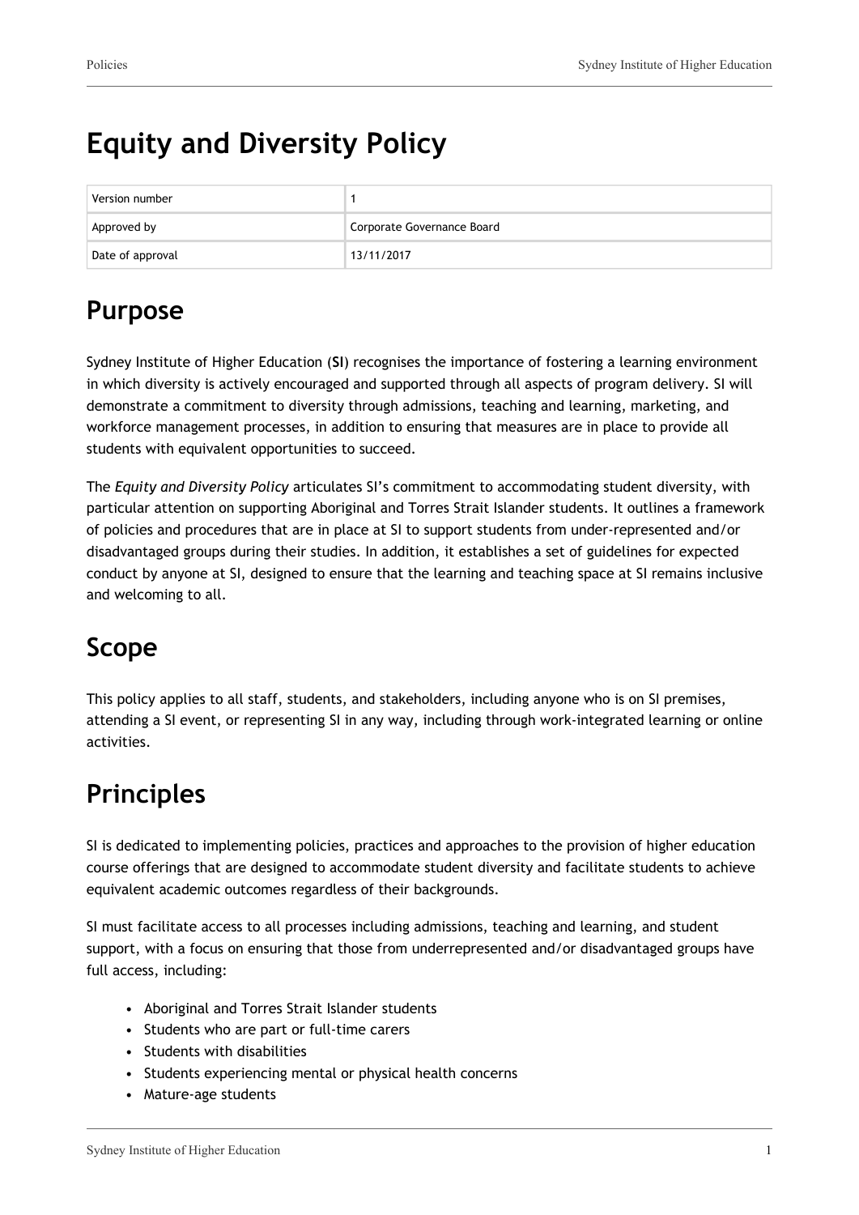# Equity and Diversity Policy

| Version number | 1 |
| --- | --- |
| Approved by | Corporate Governance Board |
| Date of approval | 13/11/2017 |

## Purpose

Sydney Institute of Higher Education (**SI**) recognises the importance of fostering a learning environment in which diversity is actively encouraged and supported through all aspects of program delivery. SI will demonstrate a commitment to diversity through admissions, teaching and learning, marketing, and workforce management processes, in addition to ensuring that measures are in place to provide all students with equivalent opportunities to succeed.

The *Equity and Diversity Policy* articulates SI's commitment to accommodating student diversity, with particular attention on supporting Aboriginal and Torres Strait Islander students. It outlines a framework of policies and procedures that are in place at SI to support students from under-represented and/or disadvantaged groups during their studies. In addition, it establishes a set of guidelines for expected conduct by anyone at SI, designed to ensure that the learning and teaching space at SI remains inclusive and welcoming to all.

## Scope

This policy applies to all staff, students, and stakeholders, including anyone who is on SI premises, attending a SI event, or representing SI in any way, including through work-integrated learning or online activities.

## Principles

SI is dedicated to implementing policies, practices and approaches to the provision of higher education course offerings that are designed to accommodate student diversity and facilitate students to achieve equivalent academic outcomes regardless of their backgrounds.

SI must facilitate access to all processes including admissions, teaching and learning, and student support, with a focus on ensuring that those from underrepresented and/or disadvantaged groups have full access, including:

- Aboriginal and Torres Strait Islander students
- Students who are part or full-time carers
- Students with disabilities
- Students experiencing mental or physical health concerns
- Mature-age students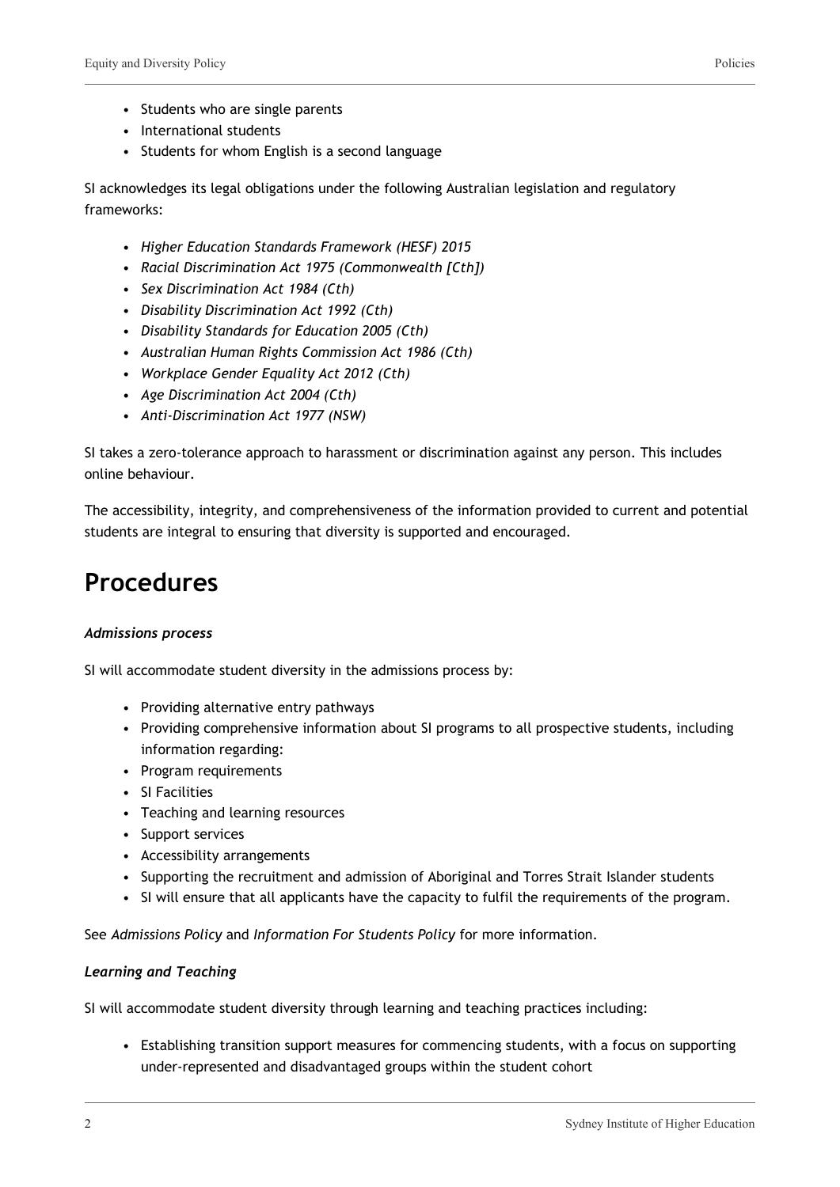- Students who are single parents
- International students
- Students for whom English is a second language

SI acknowledges its legal obligations under the following Australian legislation and regulatory frameworks:

- *Higher Education Standards Framework (HESF) 2015*
- *Racial Discrimination Act 1975 (Commonwealth [Cth])*
- *Sex Discrimination Act 1984 (Cth)*
- *Disability Discrimination Act 1992 (Cth)*
- *Disability Standards for Education 2005 (Cth)*
- *Australian Human Rights Commission Act 1986 (Cth)*
- *Workplace Gender Equality Act 2012 (Cth)*
- *Age Discrimination Act 2004 (Cth)*
- *Anti-Discrimination Act 1977 (NSW)*

SI takes a zero-tolerance approach to harassment or discrimination against any person. This includes online behaviour.

The accessibility, integrity, and comprehensiveness of the information provided to current and potential students are integral to ensuring that diversity is supported and encouraged.

# Procedures

***Admissions process***

SI will accommodate student diversity in the admissions process by:

- Providing alternative entry pathways
- Providing comprehensive information about SI programs to all prospective students, including information regarding:
- Program requirements
- SI Facilities
- Teaching and learning resources
- Support services
- Accessibility arrangements
- Supporting the recruitment and admission of Aboriginal and Torres Strait Islander students
- SI will ensure that all applicants have the capacity to fulfil the requirements of the program.

See *Admissions Policy* and *Information For Students Policy* for more information.

***Learning and Teaching***

SI will accommodate student diversity through learning and teaching practices including:

- Establishing transition support measures for commencing students, with a focus on supporting under-represented and disadvantaged groups within the student cohort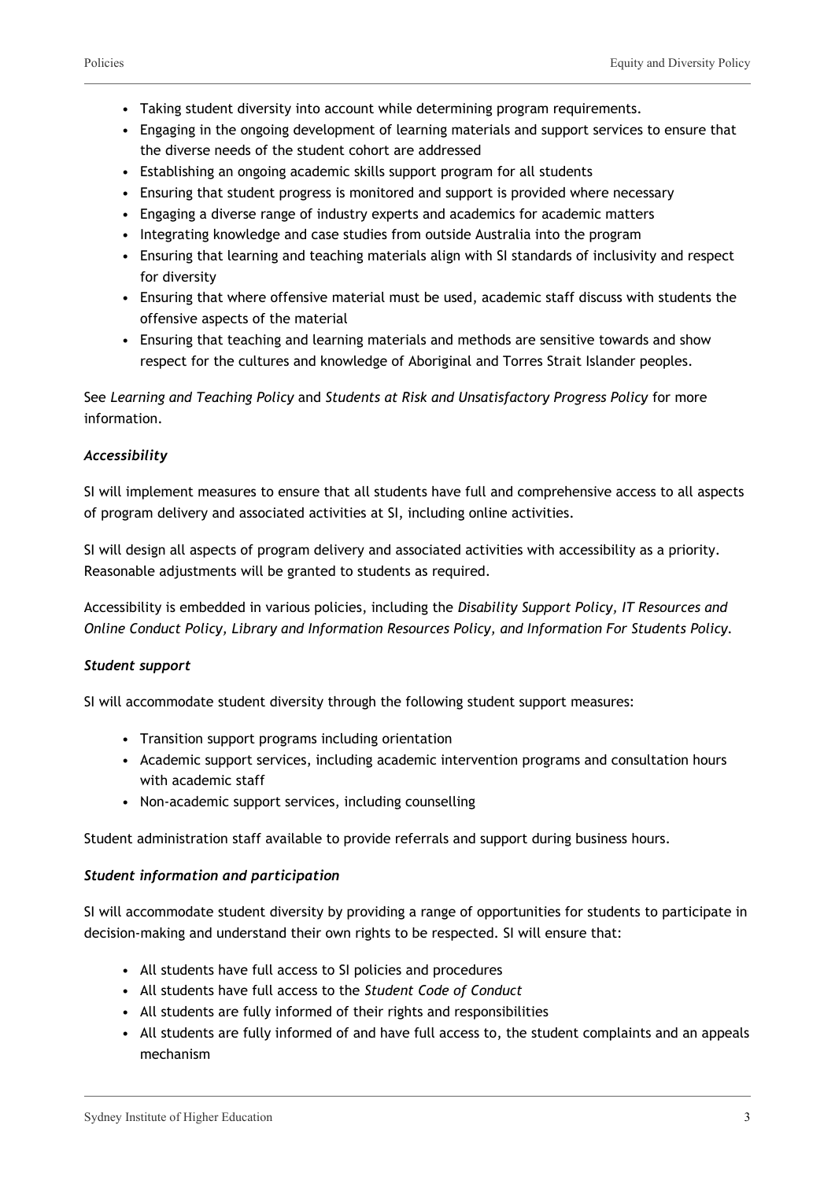- Taking student diversity into account while determining program requirements.
- Engaging in the ongoing development of learning materials and support services to ensure that the diverse needs of the student cohort are addressed
- Establishing an ongoing academic skills support program for all students
- Ensuring that student progress is monitored and support is provided where necessary
- Engaging a diverse range of industry experts and academics for academic matters
- Integrating knowledge and case studies from outside Australia into the program
- Ensuring that learning and teaching materials align with SI standards of inclusivity and respect for diversity
- Ensuring that where offensive material must be used, academic staff discuss with students the offensive aspects of the material
- Ensuring that teaching and learning materials and methods are sensitive towards and show respect for the cultures and knowledge of Aboriginal and Torres Strait Islander peoples.

See *Learning and Teaching Policy* and *Students at Risk and Unsatisfactory Progress Policy* for more information.

***Accessibility***

SI will implement measures to ensure that all students have full and comprehensive access to all aspects of program delivery and associated activities at SI, including online activities.

SI will design all aspects of program delivery and associated activities with accessibility as a priority. Reasonable adjustments will be granted to students as required.

Accessibility is embedded in various policies, including the *Disability Support Policy, IT Resources and Online Conduct Policy, Library and Information Resources Policy, and Information For Students Policy.*

***Student support***

SI will accommodate student diversity through the following student support measures:

- Transition support programs including orientation
- Academic support services, including academic intervention programs and consultation hours with academic staff
- Non-academic support services, including counselling

Student administration staff available to provide referrals and support during business hours.

***Student information and participation***

SI will accommodate student diversity by providing a range of opportunities for students to participate in decision-making and understand their own rights to be respected. SI will ensure that:

- All students have full access to SI policies and procedures
- All students have full access to the *Student Code of Conduct*
- All students are fully informed of their rights and responsibilities
- All students are fully informed of and have full access to, the student complaints and an appeals mechanism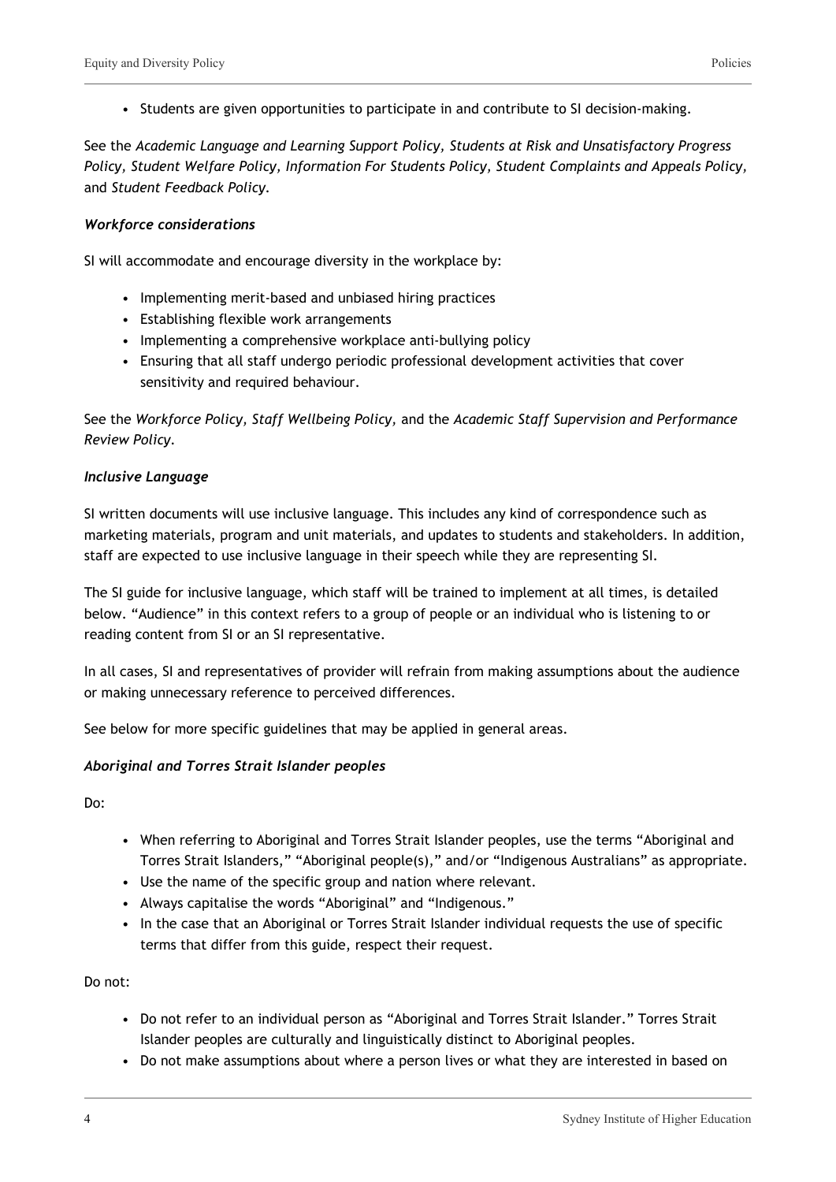- Students are given opportunities to participate in and contribute to SI decision-making.

See the *Academic Language and Learning Support Policy, Students at Risk and Unsatisfactory Progress Policy, Student Welfare Policy, Information For Students Policy, Student Complaints and Appeals Policy,* and *Student Feedback Policy.*

***Workforce considerations***

SI will accommodate and encourage diversity in the workplace by:

- Implementing merit-based and unbiased hiring practices
- Establishing flexible work arrangements
- Implementing a comprehensive workplace anti-bullying policy
- Ensuring that all staff undergo periodic professional development activities that cover sensitivity and required behaviour.

See the *Workforce Policy, Staff Wellbeing Policy,* and the *Academic Staff Supervision and Performance Review Policy.*

***Inclusive Language***

SI written documents will use inclusive language. This includes any kind of correspondence such as marketing materials, program and unit materials, and updates to students and stakeholders. In addition, staff are expected to use inclusive language in their speech while they are representing SI.

The SI guide for inclusive language, which staff will be trained to implement at all times, is detailed below. "Audience" in this context refers to a group of people or an individual who is listening to or reading content from SI or an SI representative.

In all cases, SI and representatives of provider will refrain from making assumptions about the audience or making unnecessary reference to perceived differences.

See below for more specific guidelines that may be applied in general areas.

***Aboriginal and Torres Strait Islander peoples***

Do:

- When referring to Aboriginal and Torres Strait Islander peoples, use the terms "Aboriginal and Torres Strait Islanders," "Aboriginal people(s)," and/or "Indigenous Australians" as appropriate.
- Use the name of the specific group and nation where relevant.
- Always capitalise the words "Aboriginal" and "Indigenous."
- In the case that an Aboriginal or Torres Strait Islander individual requests the use of specific terms that differ from this guide, respect their request.

Do not:

- Do not refer to an individual person as "Aboriginal and Torres Strait Islander." Torres Strait Islander peoples are culturally and linguistically distinct to Aboriginal peoples.
- Do not make assumptions about where a person lives or what they are interested in based on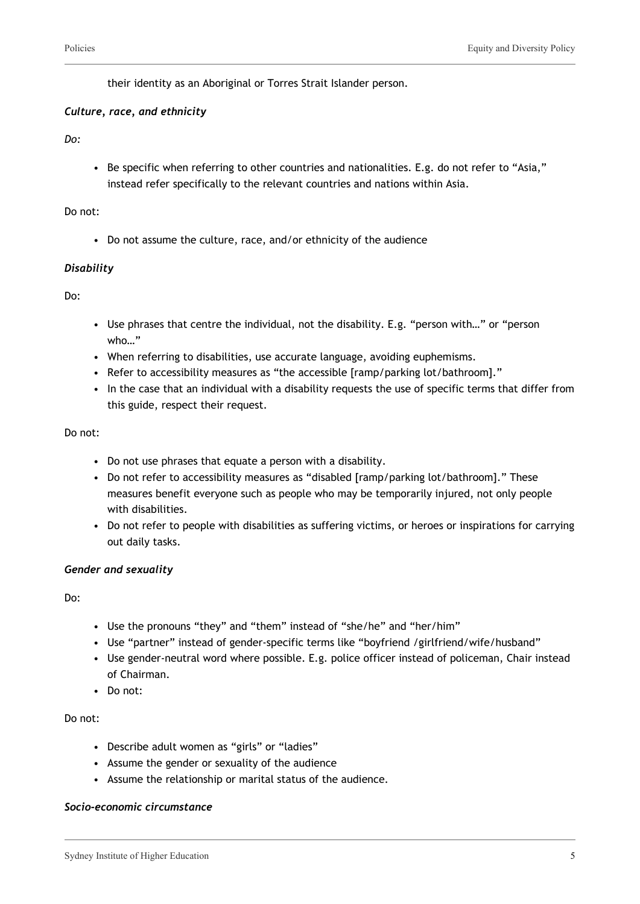their identity as an Aboriginal or Torres Strait Islander person.

***Culture, race, and ethnicity***

*Do:*

- Be specific when referring to other countries and nationalities. E.g. do not refer to "Asia," instead refer specifically to the relevant countries and nations within Asia.

Do not:

- Do not assume the culture, race, and/or ethnicity of the audience

***Disability***

Do:

- Use phrases that centre the individual, not the disability. E.g. "person with…" or "person who…"
- When referring to disabilities, use accurate language, avoiding euphemisms.
- Refer to accessibility measures as "the accessible [ramp/parking lot/bathroom]."
- In the case that an individual with a disability requests the use of specific terms that differ from this guide, respect their request.

Do not:

- Do not use phrases that equate a person with a disability.
- Do not refer to accessibility measures as "disabled [ramp/parking lot/bathroom]." These measures benefit everyone such as people who may be temporarily injured, not only people with disabilities.
- Do not refer to people with disabilities as suffering victims, or heroes or inspirations for carrying out daily tasks.

***Gender and sexuality***

Do:

- Use the pronouns "they" and "them" instead of "she/he" and "her/him"
- Use "partner" instead of gender-specific terms like "boyfriend /girlfriend/wife/husband"
- Use gender-neutral word where possible. E.g. police officer instead of policeman, Chair instead of Chairman.
- Do not:

Do not:

- Describe adult women as "girls" or "ladies"
- Assume the gender or sexuality of the audience
- Assume the relationship or marital status of the audience.

***Socio-economic circumstance***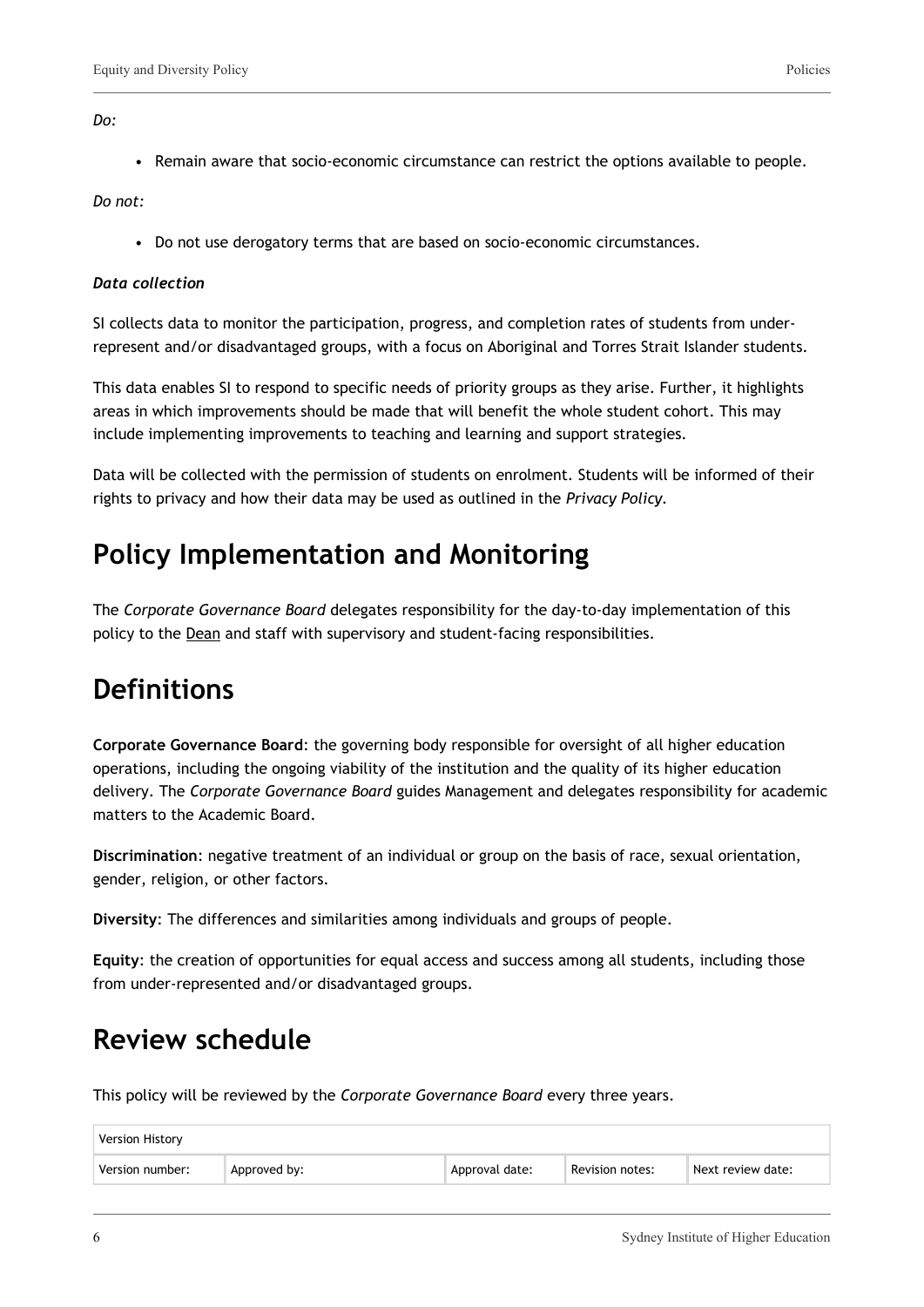*Do:*

- Remain aware that socio-economic circumstance can restrict the options available to people.

*Do not:*

- Do not use derogatory terms that are based on socio-economic circumstances.

***Data collection***

SI collects data to monitor the participation, progress, and completion rates of students from under-represent and/or disadvantaged groups, with a focus on Aboriginal and Torres Strait Islander students.

This data enables SI to respond to specific needs of priority groups as they arise. Further, it highlights areas in which improvements should be made that will benefit the whole student cohort. This may include implementing improvements to teaching and learning and support strategies.

Data will be collected with the permission of students on enrolment. Students will be informed of their rights to privacy and how their data may be used as outlined in the *Privacy Policy*.

# Policy Implementation and Monitoring

The *Corporate Governance Board* delegates responsibility for the day-to-day implementation of this policy to the Dean and staff with supervisory and student-facing responsibilities.

# Definitions

**Corporate Governance Board**: the governing body responsible for oversight of all higher education operations, including the ongoing viability of the institution and the quality of its higher education delivery. The *Corporate Governance Board* guides Management and delegates responsibility for academic matters to the Academic Board.

**Discrimination**: negative treatment of an individual or group on the basis of race, sexual orientation, gender, religion, or other factors.

**Diversity**: The differences and similarities among individuals and groups of people.

**Equity**: the creation of opportunities for equal access and success among all students, including those from under-represented and/or disadvantaged groups.

# Review schedule

This policy will be reviewed by the *Corporate Governance Board* every three years.

| Version History | | | | |
|---|---|---|---|---|
| Version number: | Approved by: | Approval date: | Revision notes: | Next review date: |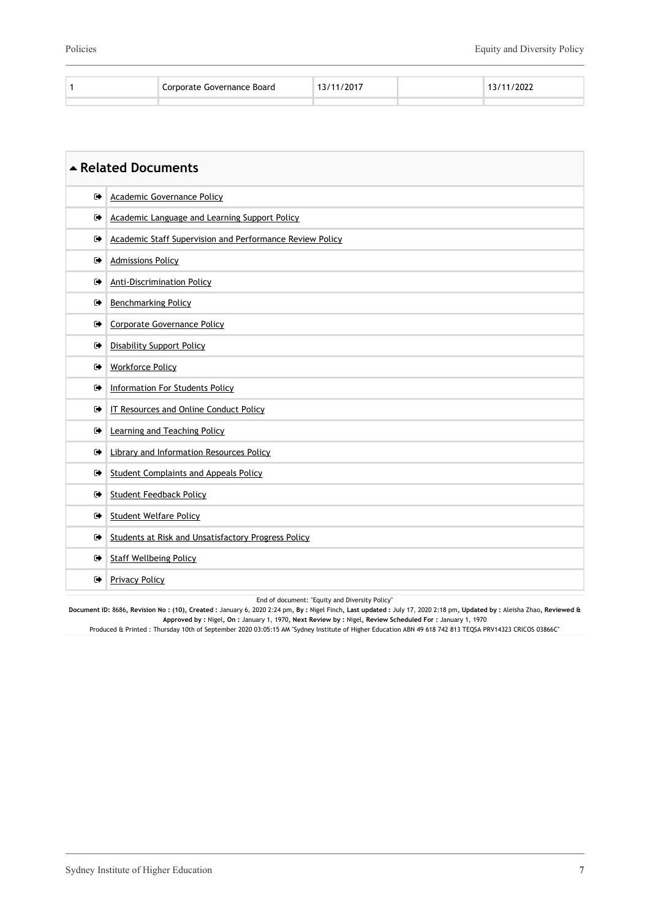| | | | | |
|---|---|---|---|---|
| 1 | Corporate Governance Board | 13/11/2017 | | 13/11/2022 |
| | | | | |

## ▲ Related Documents

| | |
|---|---|
| ➡ | Academic Governance Policy |
| ➡ | Academic Language and Learning Support Policy |
| ➡ | Academic Staff Supervision and Performance Review Policy |
| ➡ | Admissions Policy |
| ➡ | Anti-Discrimination Policy |
| ➡ | Benchmarking Policy |
| ➡ | Corporate Governance Policy |
| ➡ | Disability Support Policy |
| ➡ | Workforce Policy |
| ➡ | Information For Students Policy |
| ➡ | IT Resources and Online Conduct Policy |
| ➡ | Learning and Teaching Policy |
| ➡ | Library and Information Resources Policy |
| ➡ | Student Complaints and Appeals Policy |
| ➡ | Student Feedback Policy |
| ➡ | Student Welfare Policy |
| ➡ | Students at Risk and Unsatisfactory Progress Policy |
| ➡ | Staff Wellbeing Policy |
| ➡ | Privacy Policy |

End of document: "Equity and Diversity Policy"

**Document ID:** 8686, **Revision No : (10), Created :** January 6, 2020 2:24 pm, **By :** Nigel Finch, **Last updated :** July 17, 2020 2:18 pm, **Updated by :** Aleisha Zhao, **Reviewed & Approved by :** Nigel, **On :** January 1, 1970, **Next Review by :** Nigel, **Review Scheduled For :** January 1, 1970

Produced & Printed : Thursday 10th of September 2020 03:05:15 AM "Sydney Institute of Higher Education ABN 49 618 742 813 TEQSA PRV14323 CRICOS 03866C"